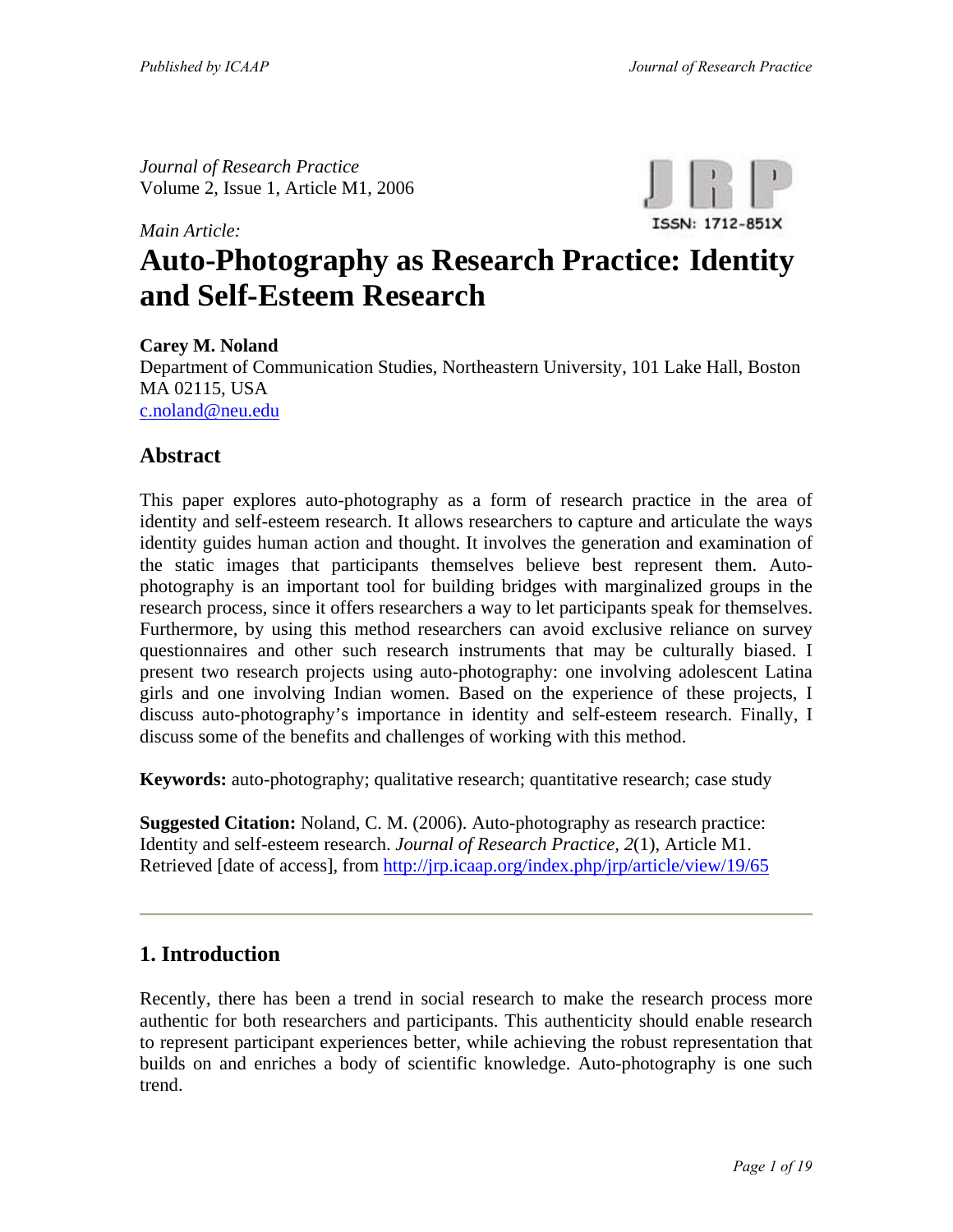*Journal of Research Practice*
Volume 2, Issue 1, Article M1, 2006

ISSN: 1712-851X

*Main Article:*

# Auto-Photography as Research Practice: Identity and Self-Esteem Research

**Carey M. Noland**
Department of Communication Studies, Northeastern University, 101 Lake Hall, Boston MA 02115, USA
c.noland@neu.edu

## Abstract

This paper explores auto-photography as a form of research practice in the area of identity and self-esteem research. It allows researchers to capture and articulate the ways identity guides human action and thought. It involves the generation and examination of the static images that participants themselves believe best represent them. Auto-photography is an important tool for building bridges with marginalized groups in the research process, since it offers researchers a way to let participants speak for themselves. Furthermore, by using this method researchers can avoid exclusive reliance on survey questionnaires and other such research instruments that may be culturally biased. I present two research projects using auto-photography: one involving adolescent Latina girls and one involving Indian women. Based on the experience of these projects, I discuss auto-photography's importance in identity and self-esteem research. Finally, I discuss some of the benefits and challenges of working with this method.

**Keywords:** auto-photography; qualitative research; quantitative research; case study

**Suggested Citation:** Noland, C. M. (2006). Auto-photography as research practice: Identity and self-esteem research. *Journal of Research Practice*, *2*(1), Article M1. Retrieved [date of access], from http://jrp.icaap.org/index.php/jrp/article/view/19/65

---

## 1. Introduction

Recently, there has been a trend in social research to make the research process more authentic for both researchers and participants. This authenticity should enable research to represent participant experiences better, while achieving the robust representation that builds on and enriches a body of scientific knowledge. Auto-photography is one such trend.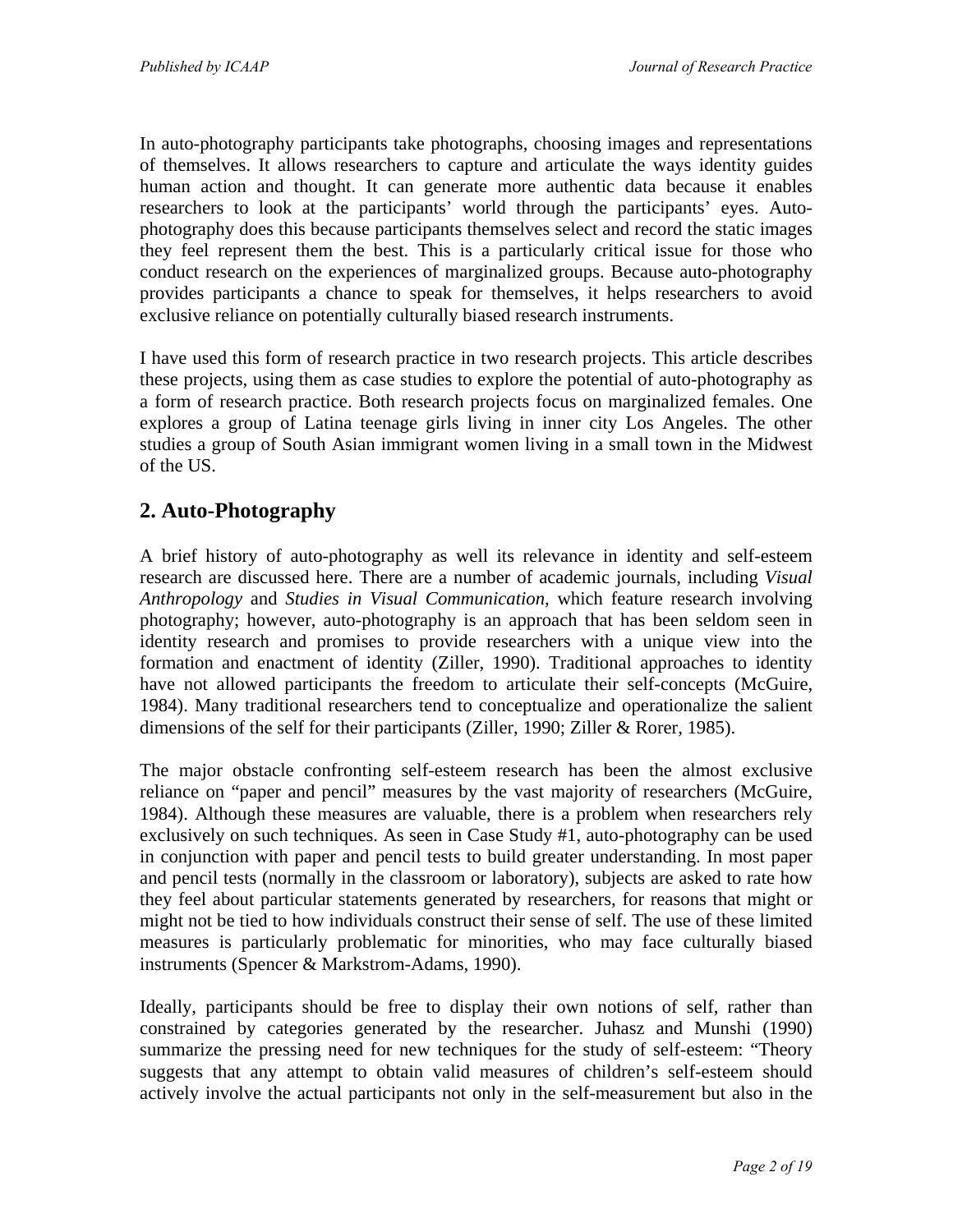In auto-photography participants take photographs, choosing images and representations of themselves. It allows researchers to capture and articulate the ways identity guides human action and thought. It can generate more authentic data because it enables researchers to look at the participants' world through the participants' eyes. Auto-photography does this because participants themselves select and record the static images they feel represent them the best. This is a particularly critical issue for those who conduct research on the experiences of marginalized groups. Because auto-photography provides participants a chance to speak for themselves, it helps researchers to avoid exclusive reliance on potentially culturally biased research instruments.

I have used this form of research practice in two research projects. This article describes these projects, using them as case studies to explore the potential of auto-photography as a form of research practice. Both research projects focus on marginalized females. One explores a group of Latina teenage girls living in inner city Los Angeles. The other studies a group of South Asian immigrant women living in a small town in the Midwest of the US.

## 2. Auto-Photography

A brief history of auto-photography as well its relevance in identity and self-esteem research are discussed here. There are a number of academic journals, including *Visual Anthropology* and *Studies in Visual Communication,* which feature research involving photography; however, auto-photography is an approach that has been seldom seen in identity research and promises to provide researchers with a unique view into the formation and enactment of identity (Ziller, 1990). Traditional approaches to identity have not allowed participants the freedom to articulate their self-concepts (McGuire, 1984). Many traditional researchers tend to conceptualize and operationalize the salient dimensions of the self for their participants (Ziller, 1990; Ziller & Rorer, 1985).

The major obstacle confronting self-esteem research has been the almost exclusive reliance on "paper and pencil" measures by the vast majority of researchers (McGuire, 1984). Although these measures are valuable, there is a problem when researchers rely exclusively on such techniques. As seen in Case Study #1, auto-photography can be used in conjunction with paper and pencil tests to build greater understanding. In most paper and pencil tests (normally in the classroom or laboratory), subjects are asked to rate how they feel about particular statements generated by researchers, for reasons that might or might not be tied to how individuals construct their sense of self. The use of these limited measures is particularly problematic for minorities, who may face culturally biased instruments (Spencer & Markstrom-Adams, 1990).

Ideally, participants should be free to display their own notions of self, rather than constrained by categories generated by the researcher. Juhasz and Munshi (1990) summarize the pressing need for new techniques for the study of self-esteem: "Theory suggests that any attempt to obtain valid measures of children's self-esteem should actively involve the actual participants not only in the self-measurement but also in the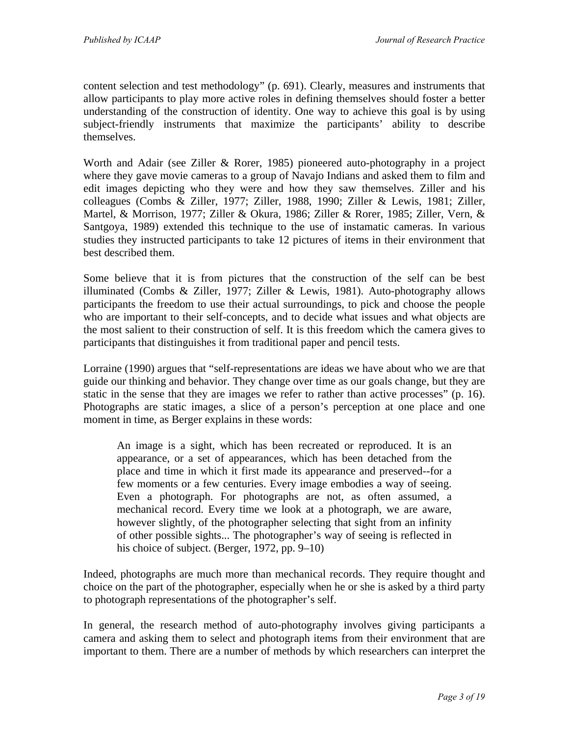content selection and test methodology" (p. 691). Clearly, measures and instruments that allow participants to play more active roles in defining themselves should foster a better understanding of the construction of identity. One way to achieve this goal is by using subject-friendly instruments that maximize the participants' ability to describe themselves.

Worth and Adair (see Ziller & Rorer, 1985) pioneered auto-photography in a project where they gave movie cameras to a group of Navajo Indians and asked them to film and edit images depicting who they were and how they saw themselves. Ziller and his colleagues (Combs & Ziller, 1977; Ziller, 1988, 1990; Ziller & Lewis, 1981; Ziller, Martel, & Morrison, 1977; Ziller & Okura, 1986; Ziller & Rorer, 1985; Ziller, Vern, & Santgoya, 1989) extended this technique to the use of instamatic cameras. In various studies they instructed participants to take 12 pictures of items in their environment that best described them.

Some believe that it is from pictures that the construction of the self can be best illuminated (Combs & Ziller, 1977; Ziller & Lewis, 1981). Auto-photography allows participants the freedom to use their actual surroundings, to pick and choose the people who are important to their self-concepts, and to decide what issues and what objects are the most salient to their construction of self. It is this freedom which the camera gives to participants that distinguishes it from traditional paper and pencil tests.

Lorraine (1990) argues that "self-representations are ideas we have about who we are that guide our thinking and behavior. They change over time as our goals change, but they are static in the sense that they are images we refer to rather than active processes" (p. 16). Photographs are static images, a slice of a person's perception at one place and one moment in time, as Berger explains in these words:

> An image is a sight, which has been recreated or reproduced. It is an appearance, or a set of appearances, which has been detached from the place and time in which it first made its appearance and preserved--for a few moments or a few centuries. Every image embodies a way of seeing. Even a photograph. For photographs are not, as often assumed, a mechanical record. Every time we look at a photograph, we are aware, however slightly, of the photographer selecting that sight from an infinity of other possible sights... The photographer's way of seeing is reflected in his choice of subject. (Berger, 1972, pp. 9–10)

Indeed, photographs are much more than mechanical records. They require thought and choice on the part of the photographer, especially when he or she is asked by a third party to photograph representations of the photographer's self.

In general, the research method of auto-photography involves giving participants a camera and asking them to select and photograph items from their environment that are important to them. There are a number of methods by which researchers can interpret the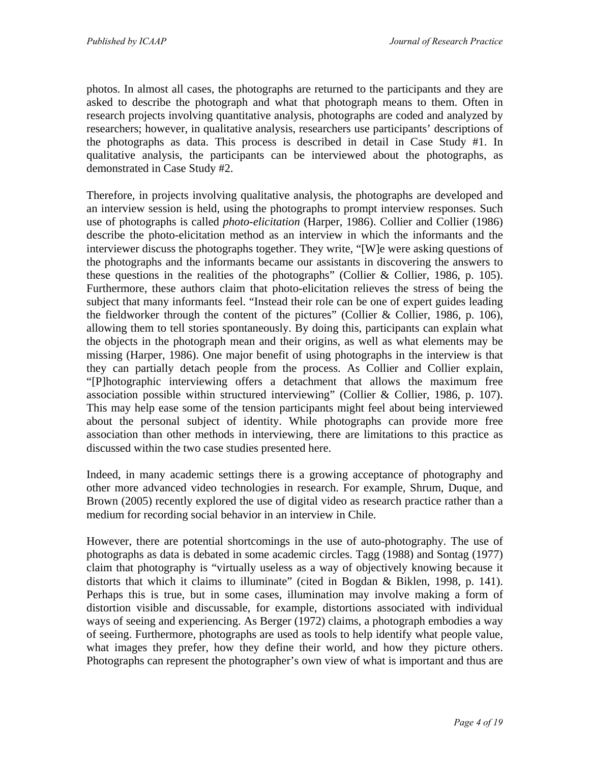photos. In almost all cases, the photographs are returned to the participants and they are asked to describe the photograph and what that photograph means to them. Often in research projects involving quantitative analysis, photographs are coded and analyzed by researchers; however, in qualitative analysis, researchers use participants' descriptions of the photographs as data. This process is described in detail in Case Study #1. In qualitative analysis, the participants can be interviewed about the photographs, as demonstrated in Case Study #2.

Therefore, in projects involving qualitative analysis, the photographs are developed and an interview session is held, using the photographs to prompt interview responses. Such use of photographs is called *photo-elicitation* (Harper, 1986). Collier and Collier (1986) describe the photo-elicitation method as an interview in which the informants and the interviewer discuss the photographs together. They write, "[W]e were asking questions of the photographs and the informants became our assistants in discovering the answers to these questions in the realities of the photographs" (Collier & Collier, 1986, p. 105). Furthermore, these authors claim that photo-elicitation relieves the stress of being the subject that many informants feel. "Instead their role can be one of expert guides leading the fieldworker through the content of the pictures" (Collier & Collier, 1986, p. 106), allowing them to tell stories spontaneously. By doing this, participants can explain what the objects in the photograph mean and their origins, as well as what elements may be missing (Harper, 1986). One major benefit of using photographs in the interview is that they can partially detach people from the process. As Collier and Collier explain, "[P]hotographic interviewing offers a detachment that allows the maximum free association possible within structured interviewing" (Collier & Collier, 1986, p. 107). This may help ease some of the tension participants might feel about being interviewed about the personal subject of identity. While photographs can provide more free association than other methods in interviewing, there are limitations to this practice as discussed within the two case studies presented here.

Indeed, in many academic settings there is a growing acceptance of photography and other more advanced video technologies in research. For example, Shrum, Duque, and Brown (2005) recently explored the use of digital video as research practice rather than a medium for recording social behavior in an interview in Chile.

However, there are potential shortcomings in the use of auto-photography. The use of photographs as data is debated in some academic circles. Tagg (1988) and Sontag (1977) claim that photography is "virtually useless as a way of objectively knowing because it distorts that which it claims to illuminate" (cited in Bogdan & Biklen, 1998, p. 141). Perhaps this is true, but in some cases, illumination may involve making a form of distortion visible and discussable, for example, distortions associated with individual ways of seeing and experiencing. As Berger (1972) claims, a photograph embodies a way of seeing. Furthermore, photographs are used as tools to help identify what people value, what images they prefer, how they define their world, and how they picture others. Photographs can represent the photographer's own view of what is important and thus are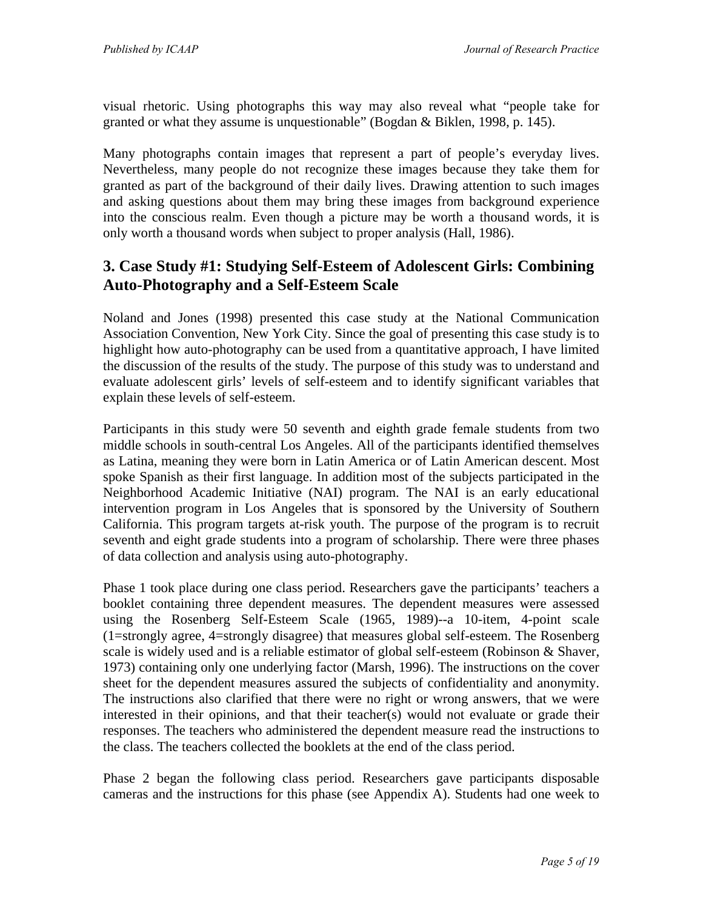visual rhetoric. Using photographs this way may also reveal what "people take for granted or what they assume is unquestionable" (Bogdan & Biklen, 1998, p. 145).

Many photographs contain images that represent a part of people's everyday lives. Nevertheless, many people do not recognize these images because they take them for granted as part of the background of their daily lives. Drawing attention to such images and asking questions about them may bring these images from background experience into the conscious realm. Even though a picture may be worth a thousand words, it is only worth a thousand words when subject to proper analysis (Hall, 1986).

## 3. Case Study #1: Studying Self-Esteem of Adolescent Girls: Combining Auto-Photography and a Self-Esteem Scale

Noland and Jones (1998) presented this case study at the National Communication Association Convention, New York City. Since the goal of presenting this case study is to highlight how auto-photography can be used from a quantitative approach, I have limited the discussion of the results of the study. The purpose of this study was to understand and evaluate adolescent girls' levels of self-esteem and to identify significant variables that explain these levels of self-esteem.

Participants in this study were 50 seventh and eighth grade female students from two middle schools in south-central Los Angeles. All of the participants identified themselves as Latina, meaning they were born in Latin America or of Latin American descent. Most spoke Spanish as their first language. In addition most of the subjects participated in the Neighborhood Academic Initiative (NAI) program. The NAI is an early educational intervention program in Los Angeles that is sponsored by the University of Southern California. This program targets at-risk youth. The purpose of the program is to recruit seventh and eight grade students into a program of scholarship. There were three phases of data collection and analysis using auto-photography.

Phase 1 took place during one class period. Researchers gave the participants' teachers a booklet containing three dependent measures. The dependent measures were assessed using the Rosenberg Self-Esteem Scale (1965, 1989)--a 10-item, 4-point scale (1=strongly agree, 4=strongly disagree) that measures global self-esteem. The Rosenberg scale is widely used and is a reliable estimator of global self-esteem (Robinson & Shaver, 1973) containing only one underlying factor (Marsh, 1996). The instructions on the cover sheet for the dependent measures assured the subjects of confidentiality and anonymity. The instructions also clarified that there were no right or wrong answers, that we were interested in their opinions, and that their teacher(s) would not evaluate or grade their responses. The teachers who administered the dependent measure read the instructions to the class. The teachers collected the booklets at the end of the class period.

Phase 2 began the following class period. Researchers gave participants disposable cameras and the instructions for this phase (see Appendix A). Students had one week to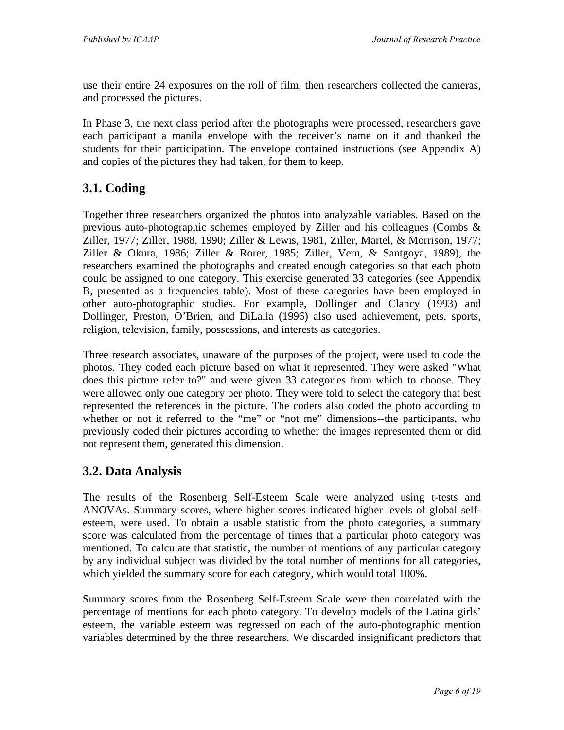use their entire 24 exposures on the roll of film, then researchers collected the cameras, and processed the pictures.

In Phase 3, the next class period after the photographs were processed, researchers gave each participant a manila envelope with the receiver's name on it and thanked the students for their participation. The envelope contained instructions (see Appendix A) and copies of the pictures they had taken, for them to keep.

## 3.1. Coding

Together three researchers organized the photos into analyzable variables. Based on the previous auto-photographic schemes employed by Ziller and his colleagues (Combs & Ziller, 1977; Ziller, 1988, 1990; Ziller & Lewis, 1981, Ziller, Martel, & Morrison, 1977; Ziller & Okura, 1986; Ziller & Rorer, 1985; Ziller, Vern, & Santgoya, 1989), the researchers examined the photographs and created enough categories so that each photo could be assigned to one category. This exercise generated 33 categories (see Appendix B, presented as a frequencies table). Most of these categories have been employed in other auto-photographic studies. For example, Dollinger and Clancy (1993) and Dollinger, Preston, O'Brien, and DiLalla (1996) also used achievement, pets, sports, religion, television, family, possessions, and interests as categories.

Three research associates, unaware of the purposes of the project, were used to code the photos. They coded each picture based on what it represented. They were asked "What does this picture refer to?" and were given 33 categories from which to choose. They were allowed only one category per photo. They were told to select the category that best represented the references in the picture. The coders also coded the photo according to whether or not it referred to the "me" or "not me" dimensions--the participants, who previously coded their pictures according to whether the images represented them or did not represent them, generated this dimension.

## 3.2. Data Analysis

The results of the Rosenberg Self-Esteem Scale were analyzed using t-tests and ANOVAs. Summary scores, where higher scores indicated higher levels of global self-esteem, were used. To obtain a usable statistic from the photo categories, a summary score was calculated from the percentage of times that a particular photo category was mentioned. To calculate that statistic, the number of mentions of any particular category by any individual subject was divided by the total number of mentions for all categories, which yielded the summary score for each category, which would total 100%.

Summary scores from the Rosenberg Self-Esteem Scale were then correlated with the percentage of mentions for each photo category. To develop models of the Latina girls' esteem, the variable esteem was regressed on each of the auto-photographic mention variables determined by the three researchers. We discarded insignificant predictors that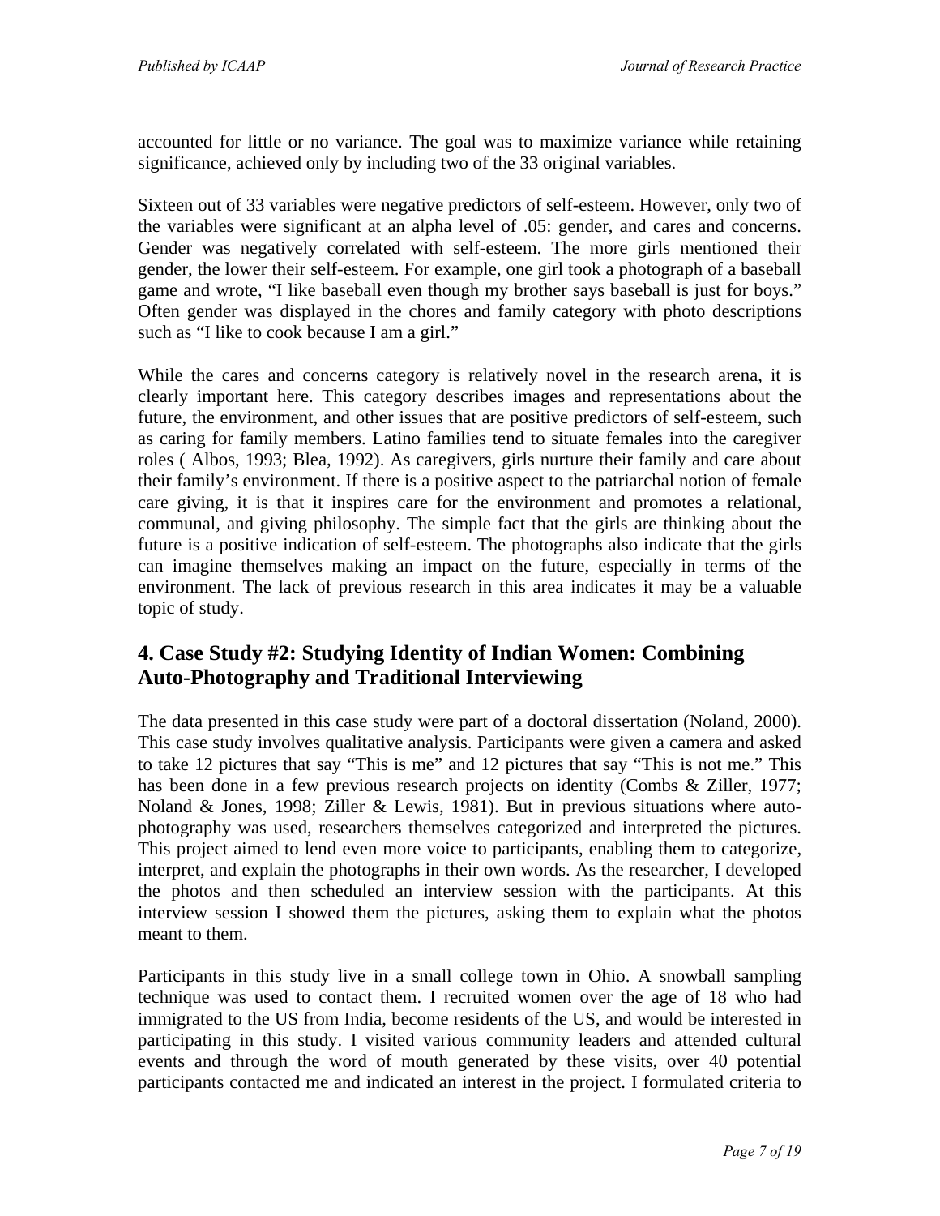accounted for little or no variance. The goal was to maximize variance while retaining significance, achieved only by including two of the 33 original variables.

Sixteen out of 33 variables were negative predictors of self-esteem. However, only two of the variables were significant at an alpha level of .05: gender, and cares and concerns. Gender was negatively correlated with self-esteem. The more girls mentioned their gender, the lower their self-esteem. For example, one girl took a photograph of a baseball game and wrote, "I like baseball even though my brother says baseball is just for boys." Often gender was displayed in the chores and family category with photo descriptions such as "I like to cook because I am a girl."

While the cares and concerns category is relatively novel in the research arena, it is clearly important here. This category describes images and representations about the future, the environment, and other issues that are positive predictors of self-esteem, such as caring for family members. Latino families tend to situate females into the caregiver roles ( Albos, 1993; Blea, 1992). As caregivers, girls nurture their family and care about their family's environment. If there is a positive aspect to the patriarchal notion of female care giving, it is that it inspires care for the environment and promotes a relational, communal, and giving philosophy. The simple fact that the girls are thinking about the future is a positive indication of self-esteem. The photographs also indicate that the girls can imagine themselves making an impact on the future, especially in terms of the environment. The lack of previous research in this area indicates it may be a valuable topic of study.

## 4. Case Study #2: Studying Identity of Indian Women: Combining Auto-Photography and Traditional Interviewing

The data presented in this case study were part of a doctoral dissertation (Noland, 2000). This case study involves qualitative analysis. Participants were given a camera and asked to take 12 pictures that say "This is me" and 12 pictures that say "This is not me." This has been done in a few previous research projects on identity (Combs & Ziller, 1977; Noland & Jones, 1998; Ziller & Lewis, 1981). But in previous situations where auto-photography was used, researchers themselves categorized and interpreted the pictures. This project aimed to lend even more voice to participants, enabling them to categorize, interpret, and explain the photographs in their own words. As the researcher, I developed the photos and then scheduled an interview session with the participants. At this interview session I showed them the pictures, asking them to explain what the photos meant to them.

Participants in this study live in a small college town in Ohio. A snowball sampling technique was used to contact them. I recruited women over the age of 18 who had immigrated to the US from India, become residents of the US, and would be interested in participating in this study. I visited various community leaders and attended cultural events and through the word of mouth generated by these visits, over 40 potential participants contacted me and indicated an interest in the project. I formulated criteria to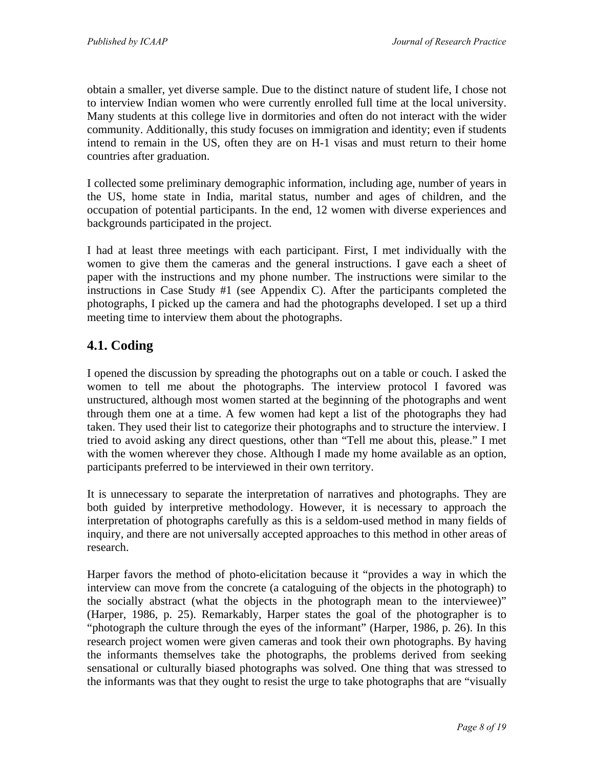obtain a smaller, yet diverse sample. Due to the distinct nature of student life, I chose not to interview Indian women who were currently enrolled full time at the local university. Many students at this college live in dormitories and often do not interact with the wider community. Additionally, this study focuses on immigration and identity; even if students intend to remain in the US, often they are on H-1 visas and must return to their home countries after graduation.

I collected some preliminary demographic information, including age, number of years in the US, home state in India, marital status, number and ages of children, and the occupation of potential participants. In the end, 12 women with diverse experiences and backgrounds participated in the project.

I had at least three meetings with each participant. First, I met individually with the women to give them the cameras and the general instructions. I gave each a sheet of paper with the instructions and my phone number. The instructions were similar to the instructions in Case Study #1 (see Appendix C). After the participants completed the photographs, I picked up the camera and had the photographs developed. I set up a third meeting time to interview them about the photographs.

## 4.1. Coding

I opened the discussion by spreading the photographs out on a table or couch. I asked the women to tell me about the photographs. The interview protocol I favored was unstructured, although most women started at the beginning of the photographs and went through them one at a time. A few women had kept a list of the photographs they had taken. They used their list to categorize their photographs and to structure the interview. I tried to avoid asking any direct questions, other than "Tell me about this, please." I met with the women wherever they chose. Although I made my home available as an option, participants preferred to be interviewed in their own territory.

It is unnecessary to separate the interpretation of narratives and photographs. They are both guided by interpretive methodology. However, it is necessary to approach the interpretation of photographs carefully as this is a seldom-used method in many fields of inquiry, and there are not universally accepted approaches to this method in other areas of research.

Harper favors the method of photo-elicitation because it "provides a way in which the interview can move from the concrete (a cataloguing of the objects in the photograph) to the socially abstract (what the objects in the photograph mean to the interviewee)" (Harper, 1986, p. 25). Remarkably, Harper states the goal of the photographer is to "photograph the culture through the eyes of the informant" (Harper, 1986, p. 26). In this research project women were given cameras and took their own photographs. By having the informants themselves take the photographs, the problems derived from seeking sensational or culturally biased photographs was solved. One thing that was stressed to the informants was that they ought to resist the urge to take photographs that are "visually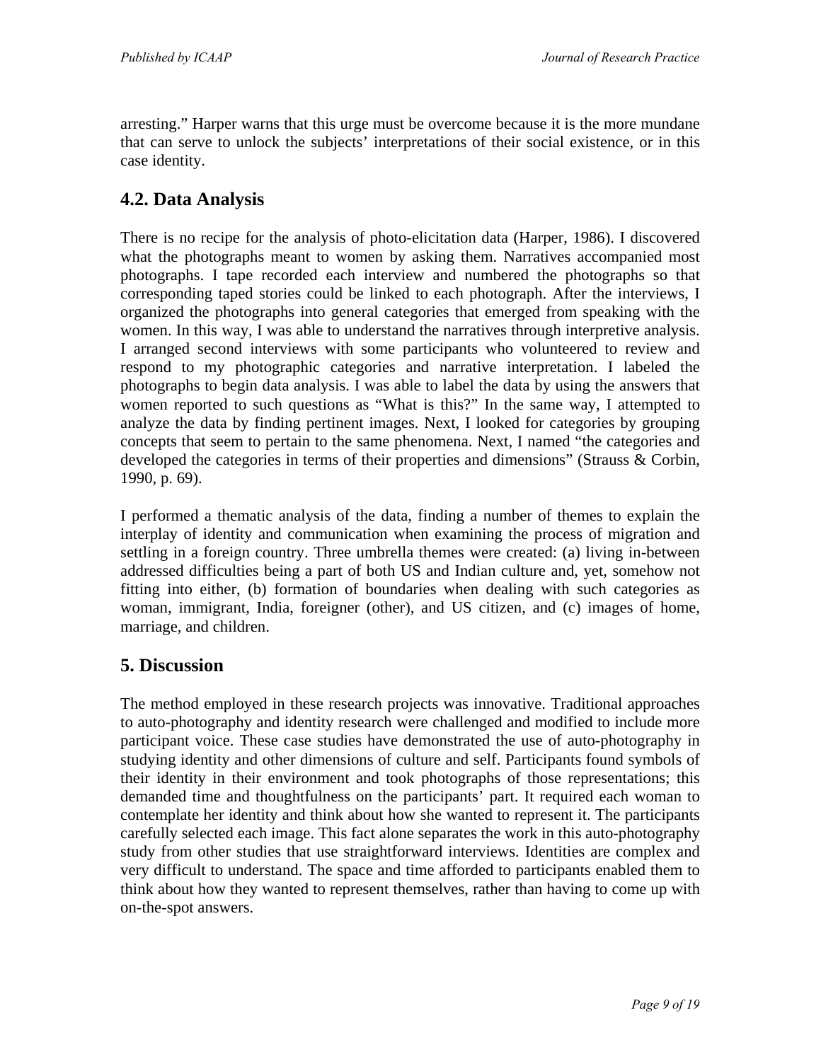arresting." Harper warns that this urge must be overcome because it is the more mundane that can serve to unlock the subjects' interpretations of their social existence, or in this case identity.

## 4.2. Data Analysis

There is no recipe for the analysis of photo-elicitation data (Harper, 1986). I discovered what the photographs meant to women by asking them. Narratives accompanied most photographs. I tape recorded each interview and numbered the photographs so that corresponding taped stories could be linked to each photograph. After the interviews, I organized the photographs into general categories that emerged from speaking with the women. In this way, I was able to understand the narratives through interpretive analysis. I arranged second interviews with some participants who volunteered to review and respond to my photographic categories and narrative interpretation. I labeled the photographs to begin data analysis. I was able to label the data by using the answers that women reported to such questions as "What is this?" In the same way, I attempted to analyze the data by finding pertinent images. Next, I looked for categories by grouping concepts that seem to pertain to the same phenomena. Next, I named "the categories and developed the categories in terms of their properties and dimensions" (Strauss & Corbin, 1990, p. 69).

I performed a thematic analysis of the data, finding a number of themes to explain the interplay of identity and communication when examining the process of migration and settling in a foreign country. Three umbrella themes were created: (a) living in-between addressed difficulties being a part of both US and Indian culture and, yet, somehow not fitting into either, (b) formation of boundaries when dealing with such categories as woman, immigrant, India, foreigner (other), and US citizen, and (c) images of home, marriage, and children.

# 5. Discussion

The method employed in these research projects was innovative. Traditional approaches to auto-photography and identity research were challenged and modified to include more participant voice. These case studies have demonstrated the use of auto-photography in studying identity and other dimensions of culture and self. Participants found symbols of their identity in their environment and took photographs of those representations; this demanded time and thoughtfulness on the participants' part. It required each woman to contemplate her identity and think about how she wanted to represent it. The participants carefully selected each image. This fact alone separates the work in this auto-photography study from other studies that use straightforward interviews. Identities are complex and very difficult to understand. The space and time afforded to participants enabled them to think about how they wanted to represent themselves, rather than having to come up with on-the-spot answers.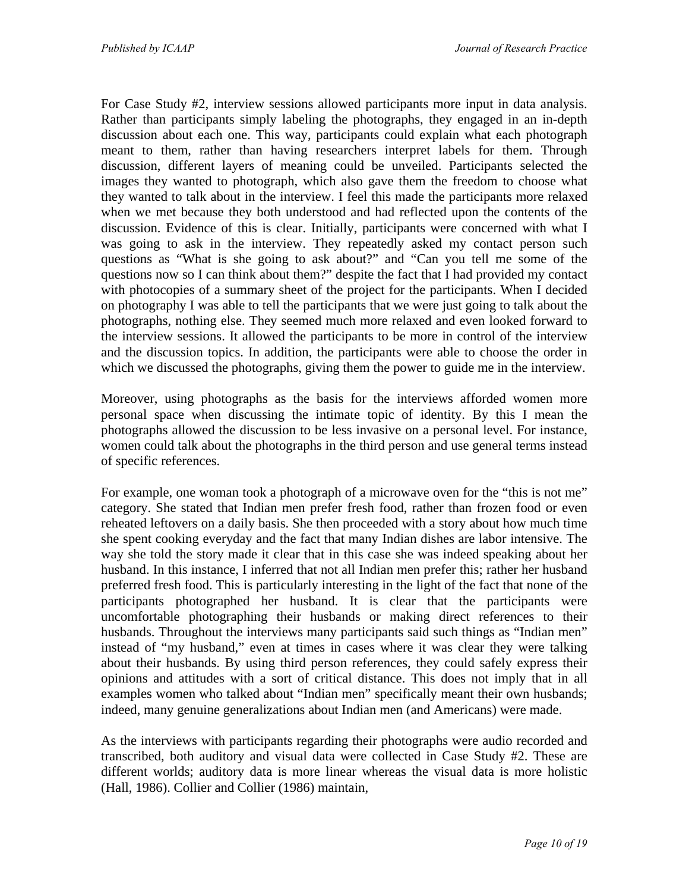For Case Study #2, interview sessions allowed participants more input in data analysis. Rather than participants simply labeling the photographs, they engaged in an in-depth discussion about each one. This way, participants could explain what each photograph meant to them, rather than having researchers interpret labels for them. Through discussion, different layers of meaning could be unveiled. Participants selected the images they wanted to photograph, which also gave them the freedom to choose what they wanted to talk about in the interview. I feel this made the participants more relaxed when we met because they both understood and had reflected upon the contents of the discussion. Evidence of this is clear. Initially, participants were concerned with what I was going to ask in the interview. They repeatedly asked my contact person such questions as "What is she going to ask about?" and "Can you tell me some of the questions now so I can think about them?" despite the fact that I had provided my contact with photocopies of a summary sheet of the project for the participants. When I decided on photography I was able to tell the participants that we were just going to talk about the photographs, nothing else. They seemed much more relaxed and even looked forward to the interview sessions. It allowed the participants to be more in control of the interview and the discussion topics. In addition, the participants were able to choose the order in which we discussed the photographs, giving them the power to guide me in the interview.

Moreover, using photographs as the basis for the interviews afforded women more personal space when discussing the intimate topic of identity. By this I mean the photographs allowed the discussion to be less invasive on a personal level. For instance, women could talk about the photographs in the third person and use general terms instead of specific references.

For example, one woman took a photograph of a microwave oven for the "this is not me" category. She stated that Indian men prefer fresh food, rather than frozen food or even reheated leftovers on a daily basis. She then proceeded with a story about how much time she spent cooking everyday and the fact that many Indian dishes are labor intensive. The way she told the story made it clear that in this case she was indeed speaking about her husband. In this instance, I inferred that not all Indian men prefer this; rather her husband preferred fresh food. This is particularly interesting in the light of the fact that none of the participants photographed her husband. It is clear that the participants were uncomfortable photographing their husbands or making direct references to their husbands. Throughout the interviews many participants said such things as "Indian men" instead of "my husband," even at times in cases where it was clear they were talking about their husbands. By using third person references, they could safely express their opinions and attitudes with a sort of critical distance. This does not imply that in all examples women who talked about "Indian men" specifically meant their own husbands; indeed, many genuine generalizations about Indian men (and Americans) were made.

As the interviews with participants regarding their photographs were audio recorded and transcribed, both auditory and visual data were collected in Case Study #2. These are different worlds; auditory data is more linear whereas the visual data is more holistic (Hall, 1986). Collier and Collier (1986) maintain,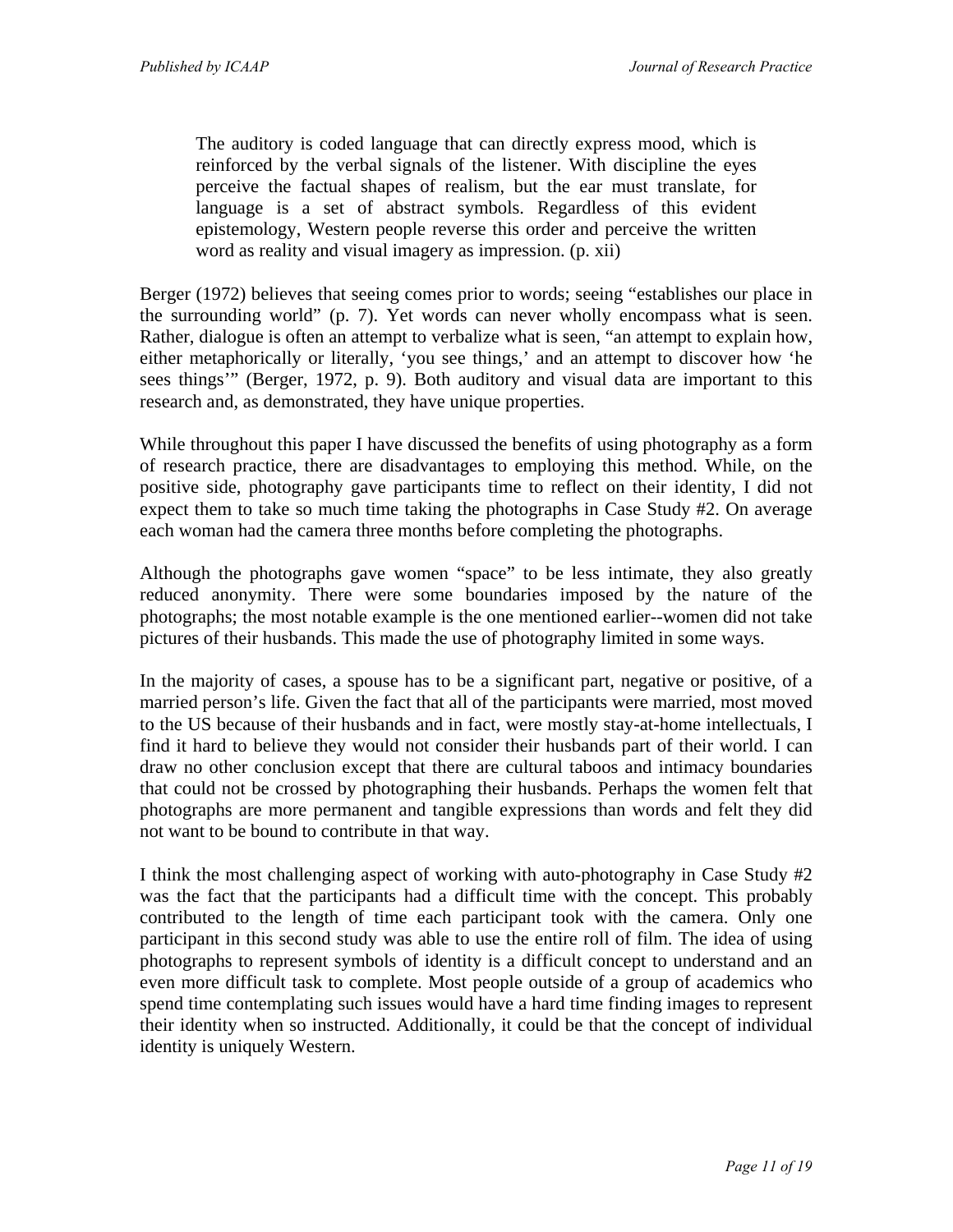> The auditory is coded language that can directly express mood, which is reinforced by the verbal signals of the listener. With discipline the eyes perceive the factual shapes of realism, but the ear must translate, for language is a set of abstract symbols. Regardless of this evident epistemology, Western people reverse this order and perceive the written word as reality and visual imagery as impression. (p. xii)

Berger (1972) believes that seeing comes prior to words; seeing "establishes our place in the surrounding world" (p. 7). Yet words can never wholly encompass what is seen. Rather, dialogue is often an attempt to verbalize what is seen, "an attempt to explain how, either metaphorically or literally, 'you see things,' and an attempt to discover how 'he sees things'" (Berger, 1972, p. 9). Both auditory and visual data are important to this research and, as demonstrated, they have unique properties.

While throughout this paper I have discussed the benefits of using photography as a form of research practice, there are disadvantages to employing this method. While, on the positive side, photography gave participants time to reflect on their identity, I did not expect them to take so much time taking the photographs in Case Study #2. On average each woman had the camera three months before completing the photographs.

Although the photographs gave women "space" to be less intimate, they also greatly reduced anonymity. There were some boundaries imposed by the nature of the photographs; the most notable example is the one mentioned earlier--women did not take pictures of their husbands. This made the use of photography limited in some ways.

In the majority of cases, a spouse has to be a significant part, negative or positive, of a married person's life. Given the fact that all of the participants were married, most moved to the US because of their husbands and in fact, were mostly stay-at-home intellectuals, I find it hard to believe they would not consider their husbands part of their world. I can draw no other conclusion except that there are cultural taboos and intimacy boundaries that could not be crossed by photographing their husbands. Perhaps the women felt that photographs are more permanent and tangible expressions than words and felt they did not want to be bound to contribute in that way.

I think the most challenging aspect of working with auto-photography in Case Study #2 was the fact that the participants had a difficult time with the concept. This probably contributed to the length of time each participant took with the camera. Only one participant in this second study was able to use the entire roll of film. The idea of using photographs to represent symbols of identity is a difficult concept to understand and an even more difficult task to complete. Most people outside of a group of academics who spend time contemplating such issues would have a hard time finding images to represent their identity when so instructed. Additionally, it could be that the concept of individual identity is uniquely Western.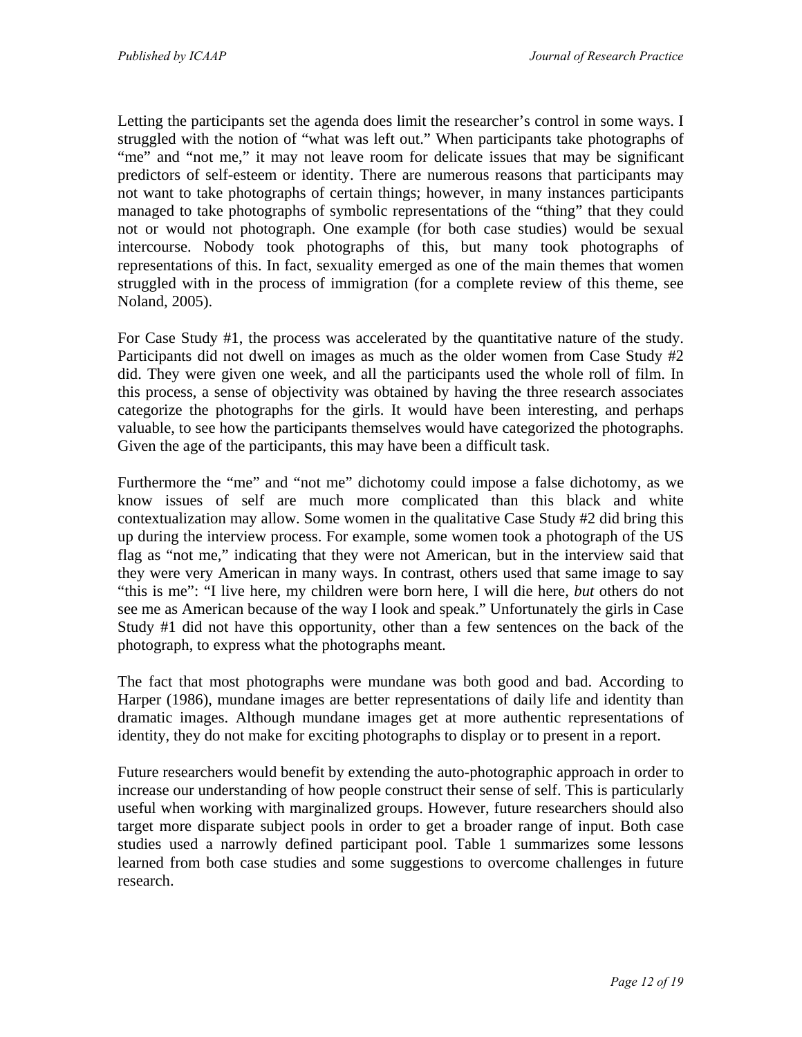Letting the participants set the agenda does limit the researcher's control in some ways. I struggled with the notion of "what was left out." When participants take photographs of "me" and "not me," it may not leave room for delicate issues that may be significant predictors of self-esteem or identity. There are numerous reasons that participants may not want to take photographs of certain things; however, in many instances participants managed to take photographs of symbolic representations of the "thing" that they could not or would not photograph. One example (for both case studies) would be sexual intercourse. Nobody took photographs of this, but many took photographs of representations of this. In fact, sexuality emerged as one of the main themes that women struggled with in the process of immigration (for a complete review of this theme, see Noland, 2005).

For Case Study #1, the process was accelerated by the quantitative nature of the study. Participants did not dwell on images as much as the older women from Case Study #2 did. They were given one week, and all the participants used the whole roll of film. In this process, a sense of objectivity was obtained by having the three research associates categorize the photographs for the girls. It would have been interesting, and perhaps valuable, to see how the participants themselves would have categorized the photographs. Given the age of the participants, this may have been a difficult task.

Furthermore the "me" and "not me" dichotomy could impose a false dichotomy, as we know issues of self are much more complicated than this black and white contextualization may allow. Some women in the qualitative Case Study #2 did bring this up during the interview process. For example, some women took a photograph of the US flag as "not me," indicating that they were not American, but in the interview said that they were very American in many ways. In contrast, others used that same image to say "this is me": "I live here, my children were born here, I will die here, *but* others do not see me as American because of the way I look and speak." Unfortunately the girls in Case Study #1 did not have this opportunity, other than a few sentences on the back of the photograph, to express what the photographs meant.

The fact that most photographs were mundane was both good and bad. According to Harper (1986), mundane images are better representations of daily life and identity than dramatic images. Although mundane images get at more authentic representations of identity, they do not make for exciting photographs to display or to present in a report.

Future researchers would benefit by extending the auto-photographic approach in order to increase our understanding of how people construct their sense of self. This is particularly useful when working with marginalized groups. However, future researchers should also target more disparate subject pools in order to get a broader range of input. Both case studies used a narrowly defined participant pool. Table 1 summarizes some lessons learned from both case studies and some suggestions to overcome challenges in future research.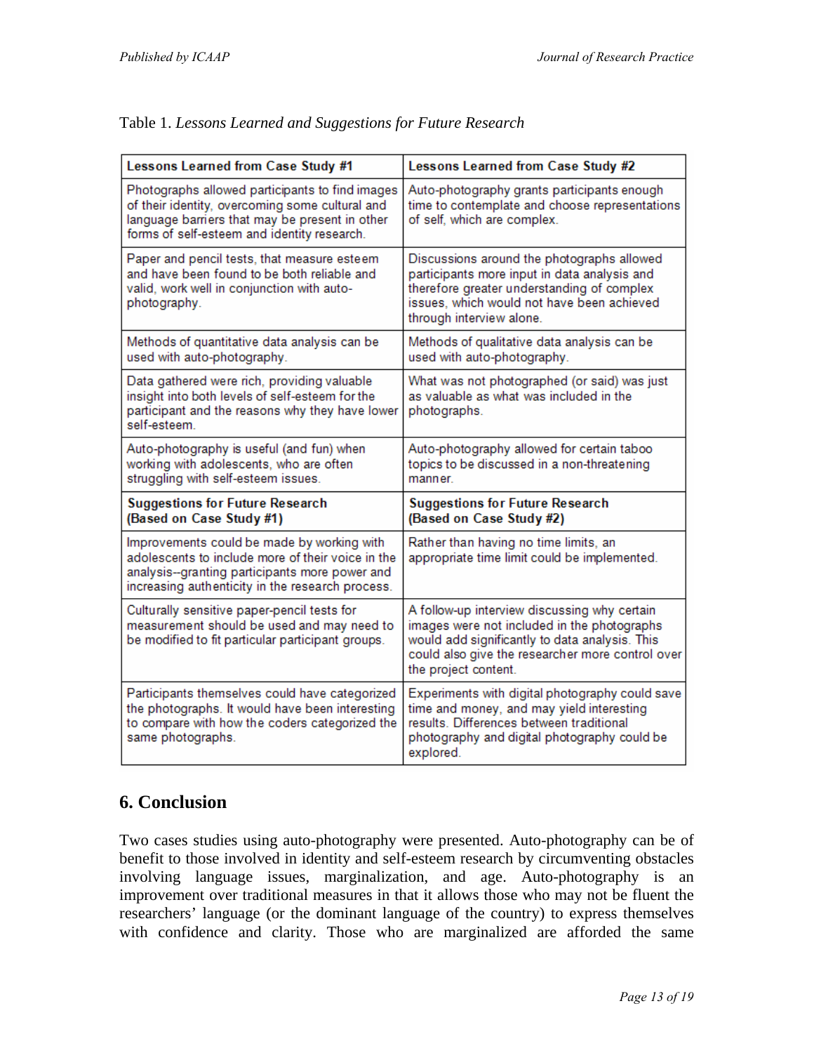Table 1. *Lessons Learned and Suggestions for Future Research*

| **Lessons Learned from Case Study #1** | **Lessons Learned from Case Study #2** |
|---|---|
| Photographs allowed participants to find images of their identity, overcoming some cultural and language barriers that may be present in other forms of self-esteem and identity research. | Auto-photography grants participants enough time to contemplate and choose representations of self, which are complex. |
| Paper and pencil tests, that measure esteem and have been found to be both reliable and valid, work well in conjunction with auto-photography. | Discussions around the photographs allowed participants more input in data analysis and therefore greater understanding of complex issues, which would not have been achieved through interview alone. |
| Methods of quantitative data analysis can be used with auto-photography. | Methods of qualitative data analysis can be used with auto-photography. |
| Data gathered were rich, providing valuable insight into both levels of self-esteem for the participant and the reasons why they have lower self-esteem. | What was not photographed (or said) was just as valuable as what was included in the photographs. |
| Auto-photography is useful (and fun) when working with adolescents, who are often struggling with self-esteem issues. | Auto-photography allowed for certain taboo topics to be discussed in a non-threatening manner. |
| **Suggestions for Future Research (Based on Case Study #1)** | **Suggestions for Future Research (Based on Case Study #2)** |
| Improvements could be made by working with adolescents to include more of their voice in the analysis--granting participants more power and increasing authenticity in the research process. | Rather than having no time limits, an appropriate time limit could be implemented. |
| Culturally sensitive paper-pencil tests for measurement should be used and may need to be modified to fit particular participant groups. | A follow-up interview discussing why certain images were not included in the photographs would add significantly to data analysis. This could also give the researcher more control over the project content. |
| Participants themselves could have categorized the photographs. It would have been interesting to compare with how the coders categorized the same photographs. | Experiments with digital photography could save time and money, and may yield interesting results. Differences between traditional photography and digital photography could be explored. |

## 6. Conclusion

Two cases studies using auto-photography were presented. Auto-photography can be of benefit to those involved in identity and self-esteem research by circumventing obstacles involving language issues, marginalization, and age. Auto-photography is an improvement over traditional measures in that it allows those who may not be fluent the researchers' language (or the dominant language of the country) to express themselves with confidence and clarity. Those who are marginalized are afforded the same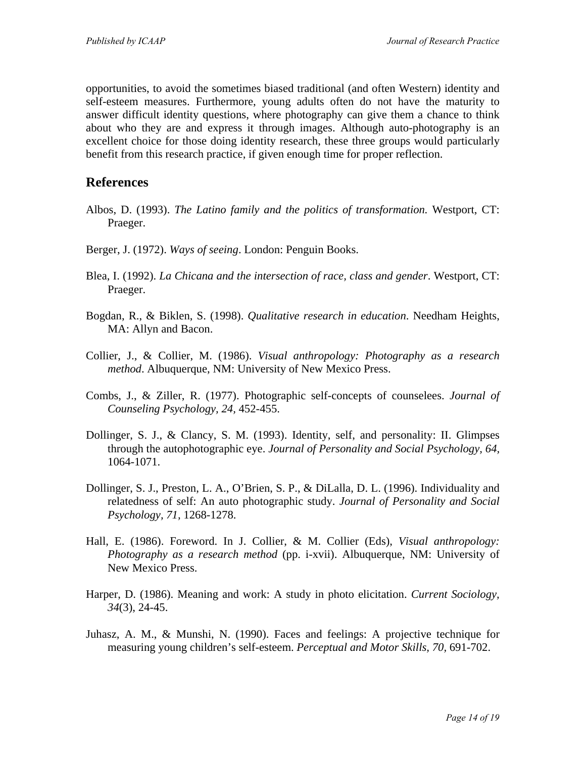opportunities, to avoid the sometimes biased traditional (and often Western) identity and self-esteem measures. Furthermore, young adults often do not have the maturity to answer difficult identity questions, where photography can give them a chance to think about who they are and express it through images. Although auto-photography is an excellent choice for those doing identity research, these three groups would particularly benefit from this research practice, if given enough time for proper reflection.

## References

Albos, D. (1993). *The Latino family and the politics of transformation.* Westport, CT: Praeger.

Berger, J. (1972). *Ways of seeing*. London: Penguin Books.

Blea, I. (1992). *La Chicana and the intersection of race, class and gender*. Westport, CT: Praeger.

Bogdan, R., & Biklen, S. (1998). *Qualitative research in education*. Needham Heights, MA: Allyn and Bacon.

Collier, J., & Collier, M. (1986). *Visual anthropology: Photography as a research method*. Albuquerque, NM: University of New Mexico Press.

Combs, J., & Ziller, R. (1977). Photographic self-concepts of counselees. *Journal of Counseling Psychology, 24,* 452-455.

Dollinger, S. J., & Clancy, S. M. (1993). Identity, self, and personality: II. Glimpses through the autophotographic eye. *Journal of Personality and Social Psychology, 64,* 1064-1071.

Dollinger, S. J., Preston, L. A., O'Brien, S. P., & DiLalla, D. L. (1996). Individuality and relatedness of self: An auto photographic study. *Journal of Personality and Social Psychology, 71,* 1268-1278.

Hall, E. (1986). Foreword. In J. Collier, & M. Collier (Eds), *Visual anthropology: Photography as a research method* (pp. i-xvii). Albuquerque, NM: University of New Mexico Press.

Harper, D. (1986). Meaning and work: A study in photo elicitation. *Current Sociology, 34*(3), 24-45.

Juhasz, A. M., & Munshi, N. (1990). Faces and feelings: A projective technique for measuring young children's self-esteem. *Perceptual and Motor Skills, 70,* 691-702.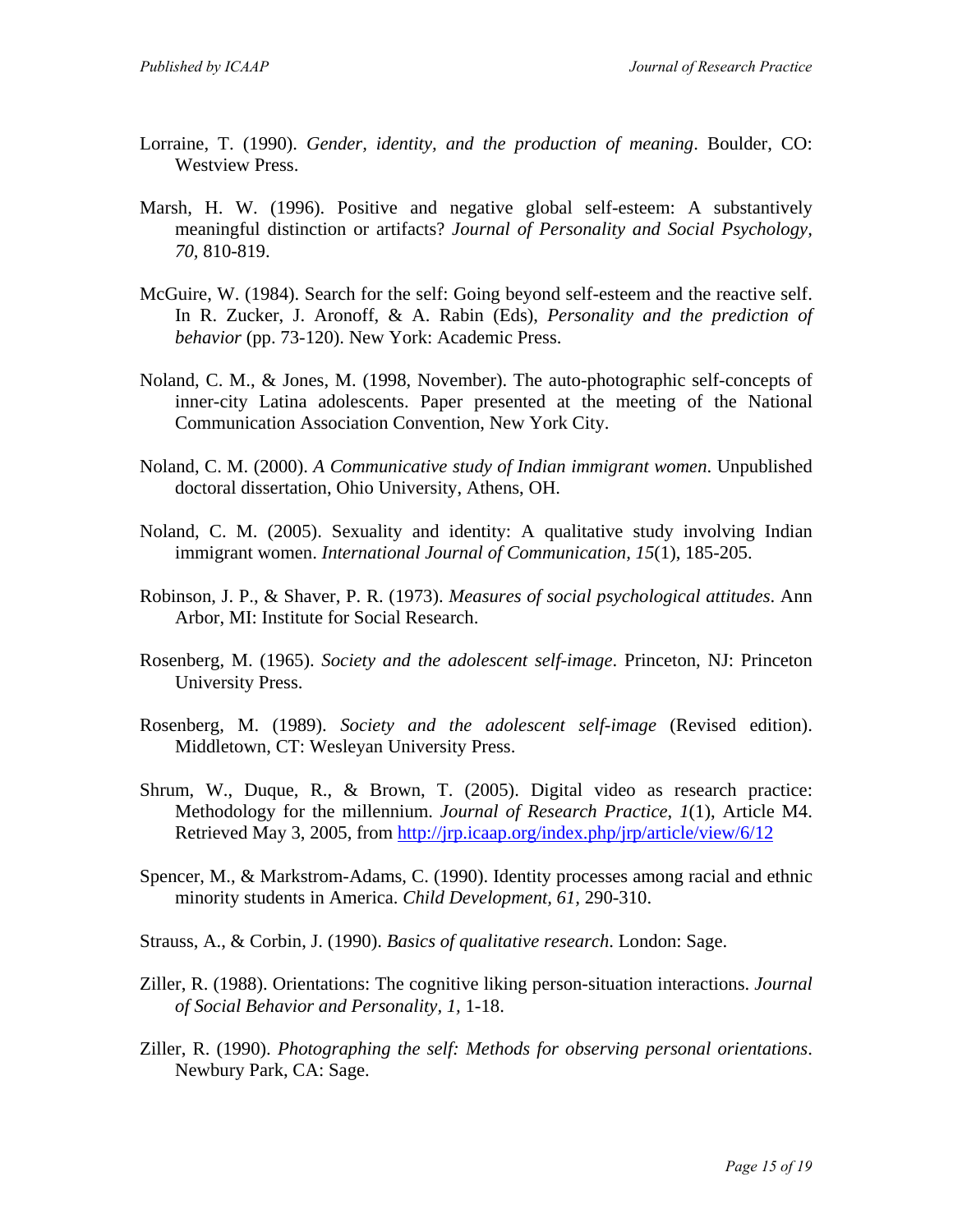Lorraine, T. (1990). *Gender, identity, and the production of meaning*. Boulder, CO: Westview Press.

Marsh, H. W. (1996). Positive and negative global self-esteem: A substantively meaningful distinction or artifacts? *Journal of Personality and Social Psychology, 70*, 810-819.

McGuire, W. (1984). Search for the self: Going beyond self-esteem and the reactive self. In R. Zucker, J. Aronoff, & A. Rabin (Eds), *Personality and the prediction of behavior* (pp. 73-120). New York: Academic Press.

Noland, C. M., & Jones, M. (1998, November). The auto-photographic self-concepts of inner-city Latina adolescents. Paper presented at the meeting of the National Communication Association Convention, New York City.

Noland, C. M. (2000). *A Communicative study of Indian immigrant women*. Unpublished doctoral dissertation, Ohio University, Athens, OH.

Noland, C. M. (2005). Sexuality and identity: A qualitative study involving Indian immigrant women. *International Journal of Communication, 15*(1), 185-205.

Robinson, J. P., & Shaver, P. R. (1973). *Measures of social psychological attitudes*. Ann Arbor, MI: Institute for Social Research.

Rosenberg, M. (1965). *Society and the adolescent self-image*. Princeton, NJ: Princeton University Press.

Rosenberg, M. (1989). *Society and the adolescent self-image* (Revised edition). Middletown, CT: Wesleyan University Press.

Shrum, W., Duque, R., & Brown, T. (2005). Digital video as research practice: Methodology for the millennium. *Journal of Research Practice, 1*(1), Article M4. Retrieved May 3, 2005, from http://jrp.icaap.org/index.php/jrp/article/view/6/12

Spencer, M., & Markstrom-Adams, C. (1990). Identity processes among racial and ethnic minority students in America. *Child Development, 61*, 290-310.

Strauss, A., & Corbin, J. (1990). *Basics of qualitative research*. London: Sage.

Ziller, R. (1988). Orientations: The cognitive liking person-situation interactions. *Journal of Social Behavior and Personality, 1*, 1-18.

Ziller, R. (1990). *Photographing the self: Methods for observing personal orientations*. Newbury Park, CA: Sage.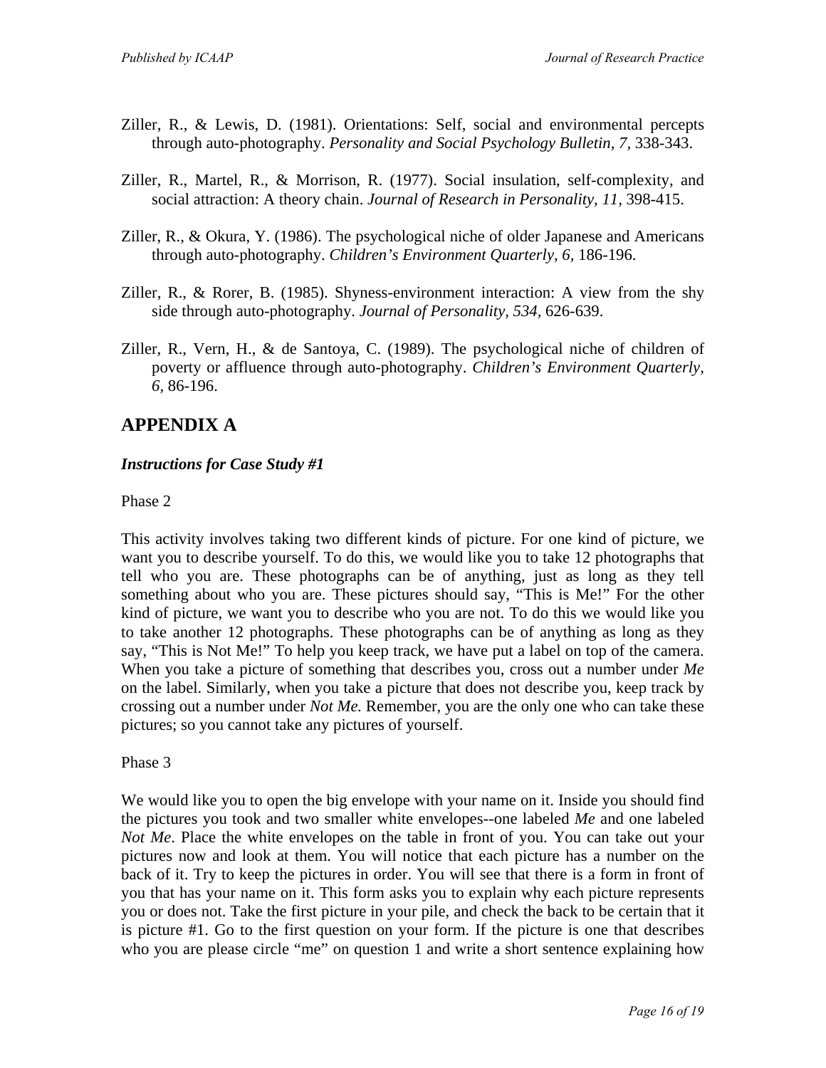Ziller, R., & Lewis, D. (1981). Orientations: Self, social and environmental percepts through auto-photography. *Personality and Social Psychology Bulletin*, *7*, 338-343.

Ziller, R., Martel, R., & Morrison, R. (1977). Social insulation, self-complexity, and social attraction: A theory chain. *Journal of Research in Personality, 11,* 398-415.

Ziller, R., & Okura, Y. (1986). The psychological niche of older Japanese and Americans through auto-photography. *Children's Environment Quarterly, 6,* 186-196.

Ziller, R., & Rorer, B. (1985). Shyness-environment interaction: A view from the shy side through auto-photography. *Journal of Personality, 534,* 626-639.

Ziller, R., Vern, H., & de Santoya, C. (1989). The psychological niche of children of poverty or affluence through auto-photography. *Children's Environment Quarterly, 6,* 86-196.

## APPENDIX A

### *Instructions for Case Study #1*

Phase 2

This activity involves taking two different kinds of picture. For one kind of picture, we want you to describe yourself. To do this, we would like you to take 12 photographs that tell who you are. These photographs can be of anything, just as long as they tell something about who you are. These pictures should say, "This is Me!" For the other kind of picture, we want you to describe who you are not. To do this we would like you to take another 12 photographs. These photographs can be of anything as long as they say, "This is Not Me!" To help you keep track, we have put a label on top of the camera. When you take a picture of something that describes you, cross out a number under *Me* on the label. Similarly, when you take a picture that does not describe you, keep track by crossing out a number under *Not Me.* Remember, you are the only one who can take these pictures; so you cannot take any pictures of yourself.

Phase 3

We would like you to open the big envelope with your name on it. Inside you should find the pictures you took and two smaller white envelopes--one labeled *Me* and one labeled *Not Me*. Place the white envelopes on the table in front of you. You can take out your pictures now and look at them. You will notice that each picture has a number on the back of it. Try to keep the pictures in order. You will see that there is a form in front of you that has your name on it. This form asks you to explain why each picture represents you or does not. Take the first picture in your pile, and check the back to be certain that it is picture #1. Go to the first question on your form. If the picture is one that describes who you are please circle "me" on question 1 and write a short sentence explaining how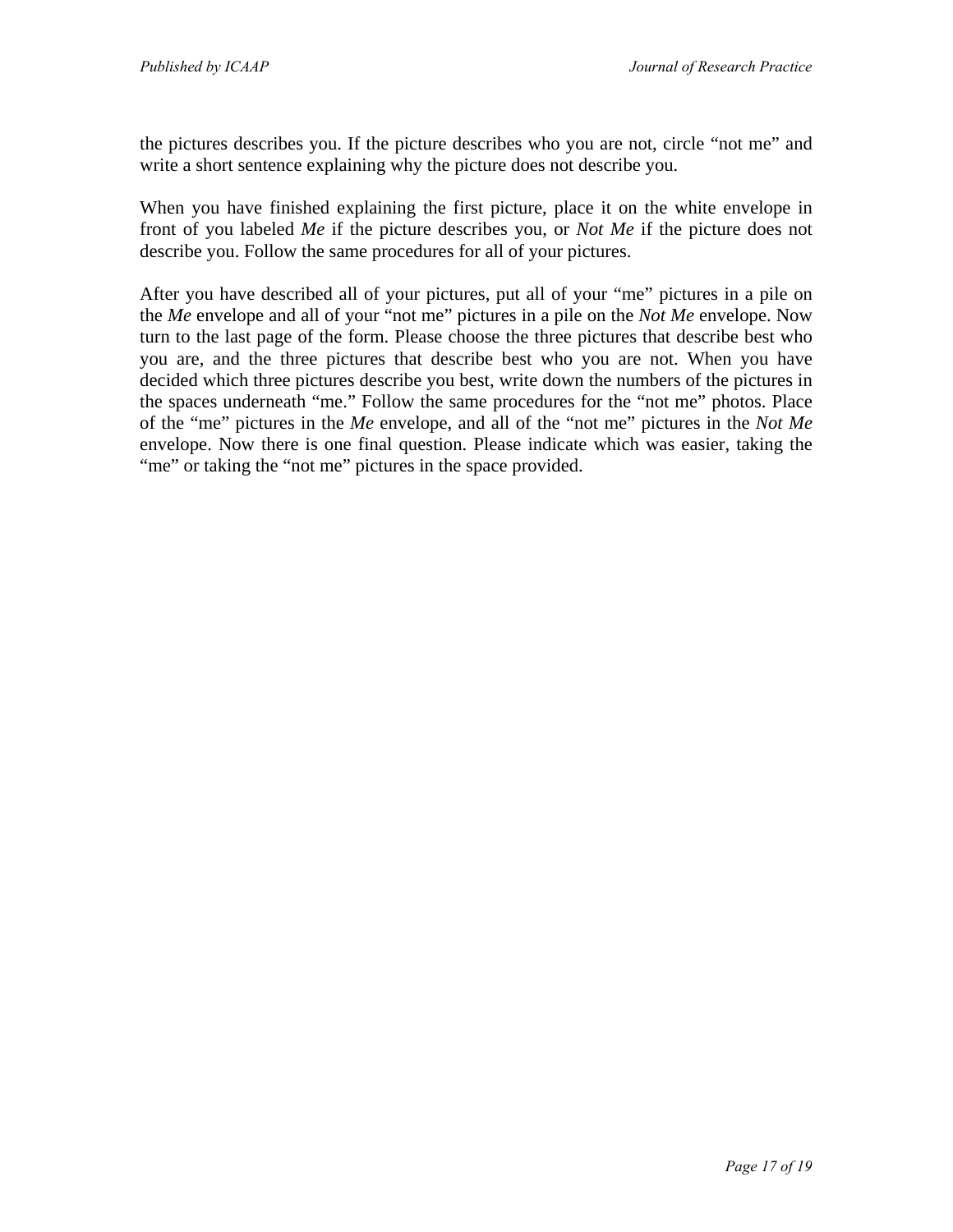the pictures describes you. If the picture describes who you are not, circle "not me" and write a short sentence explaining why the picture does not describe you.

When you have finished explaining the first picture, place it on the white envelope in front of you labeled *Me* if the picture describes you, or *Not Me* if the picture does not describe you. Follow the same procedures for all of your pictures.

After you have described all of your pictures, put all of your "me" pictures in a pile on the *Me* envelope and all of your "not me" pictures in a pile on the *Not Me* envelope. Now turn to the last page of the form. Please choose the three pictures that describe best who you are, and the three pictures that describe best who you are not. When you have decided which three pictures describe you best, write down the numbers of the pictures in the spaces underneath "me." Follow the same procedures for the "not me" photos. Place of the "me" pictures in the *Me* envelope, and all of the "not me" pictures in the *Not Me* envelope. Now there is one final question. Please indicate which was easier, taking the "me" or taking the "not me" pictures in the space provided.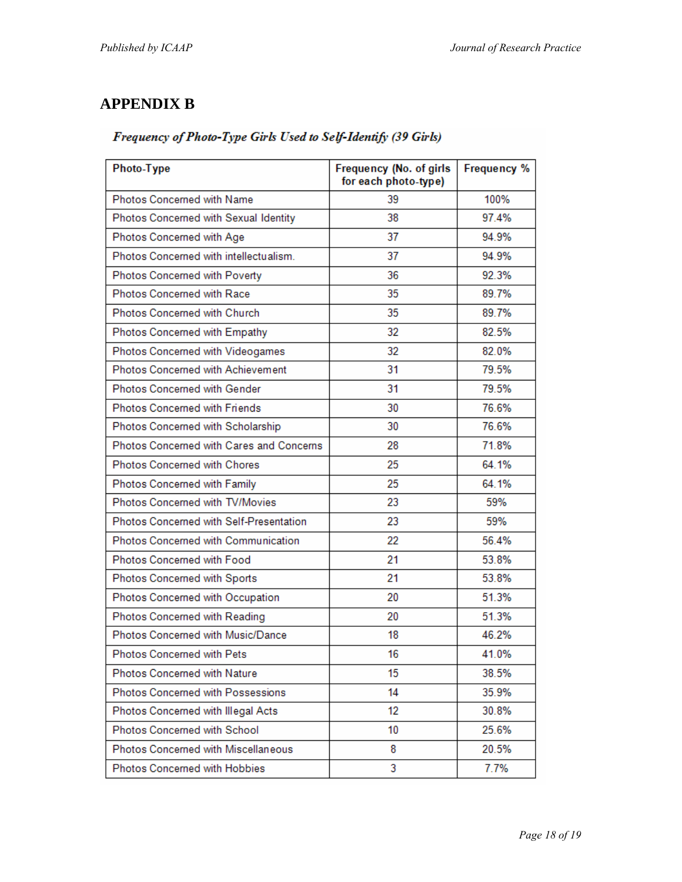# APPENDIX B

***Frequency of Photo-Type Girls Used to Self-Identify (39 Girls)***

| Photo-Type | Frequency (No. of girls for each photo-type) | Frequency % |
|---|---|---|
| Photos Concerned with Name | 39 | 100% |
| Photos Concerned with Sexual Identity | 38 | 97.4% |
| Photos Concerned with Age | 37 | 94.9% |
| Photos Concerned with intellectualism. | 37 | 94.9% |
| Photos Concerned with Poverty | 36 | 92.3% |
| Photos Concerned with Race | 35 | 89.7% |
| Photos Concerned with Church | 35 | 89.7% |
| Photos Concerned with Empathy | 32 | 82.5% |
| Photos Concerned with Videogames | 32 | 82.0% |
| Photos Concerned with Achievement | 31 | 79.5% |
| Photos Concerned with Gender | 31 | 79.5% |
| Photos Concerned with Friends | 30 | 76.6% |
| Photos Concerned with Scholarship | 30 | 76.6% |
| Photos Concerned with Cares and Concerns | 28 | 71.8% |
| Photos Concerned with Chores | 25 | 64.1% |
| Photos Concerned with Family | 25 | 64.1% |
| Photos Concerned with TV/Movies | 23 | 59% |
| Photos Concerned with Self-Presentation | 23 | 59% |
| Photos Concerned with Communication | 22 | 56.4% |
| Photos Concerned with Food | 21 | 53.8% |
| Photos Concerned with Sports | 21 | 53.8% |
| Photos Concerned with Occupation | 20 | 51.3% |
| Photos Concerned with Reading | 20 | 51.3% |
| Photos Concerned with Music/Dance | 18 | 46.2% |
| Photos Concerned with Pets | 16 | 41.0% |
| Photos Concerned with Nature | 15 | 38.5% |
| Photos Concerned with Possessions | 14 | 35.9% |
| Photos Concerned with Illegal Acts | 12 | 30.8% |
| Photos Concerned with School | 10 | 25.6% |
| Photos Concerned with Miscellaneous | 8 | 20.5% |
| Photos Concerned with Hobbies | 3 | 7.7% |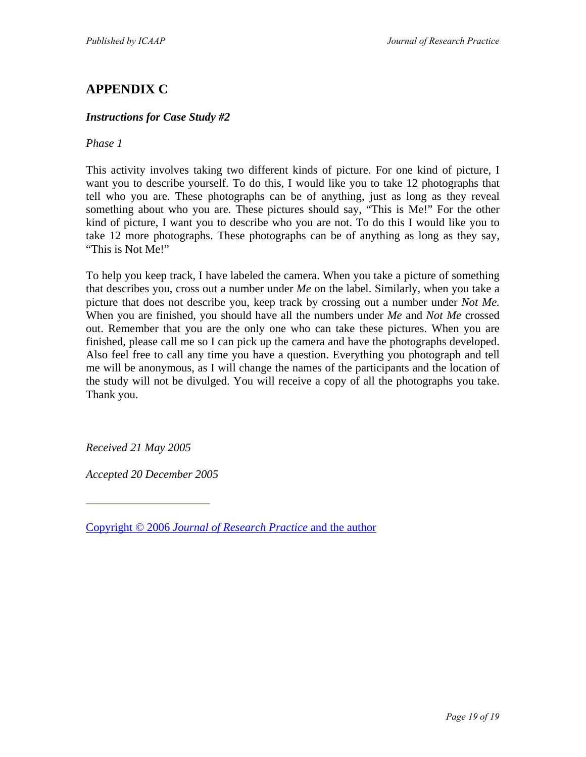## APPENDIX C

***Instructions for Case Study #2***

*Phase 1*

This activity involves taking two different kinds of picture. For one kind of picture, I want you to describe yourself. To do this, I would like you to take 12 photographs that tell who you are. These photographs can be of anything, just as long as they reveal something about who you are. These pictures should say, "This is Me!" For the other kind of picture, I want you to describe who you are not. To do this I would like you to take 12 more photographs. These photographs can be of anything as long as they say, "This is Not Me!"

To help you keep track, I have labeled the camera. When you take a picture of something that describes you, cross out a number under *Me* on the label. Similarly, when you take a picture that does not describe you, keep track by crossing out a number under *Not Me.* When you are finished, you should have all the numbers under *Me* and *Not Me* crossed out. Remember that you are the only one who can take these pictures. When you are finished, please call me so I can pick up the camera and have the photographs developed. Also feel free to call any time you have a question. Everything you photograph and tell me will be anonymous, as I will change the names of the participants and the location of the study will not be divulged. You will receive a copy of all the photographs you take. Thank you.

*Received 21 May 2005*

*Accepted 20 December 2005*

---

Copyright © 2006 *Journal of Research Practice* and the author